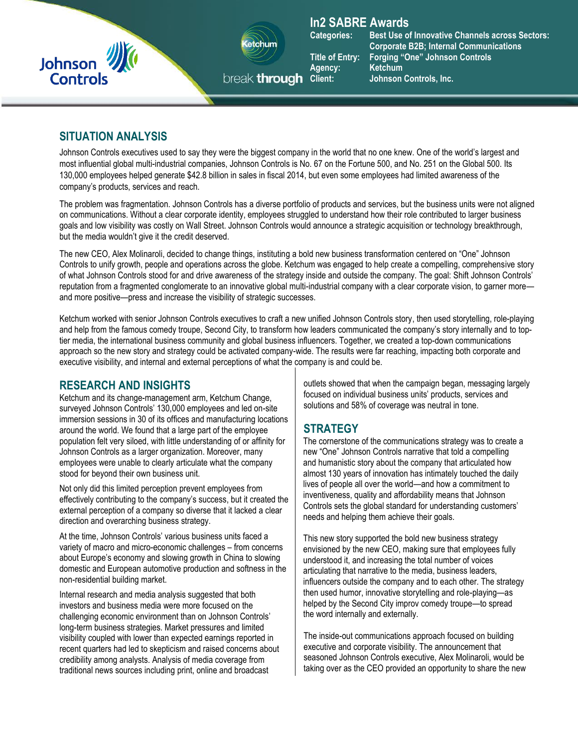# In2 SABRE Awards

**Categories:** Best Use of Innovative Channels across Sectors: Corporate B2B; Internal Communications
**Title of Entry:** Forging "One" Johnson Controls
**Agency:** Ketchum
**Client:** Johnson Controls, Inc.

## SITUATION ANALYSIS

Johnson Controls executives used to say they were the biggest company in the world that no one knew. One of the world's largest and most influential global multi-industrial companies, Johnson Controls is No. 67 on the Fortune 500, and No. 251 on the Global 500. Its 130,000 employees helped generate $42.8 billion in sales in fiscal 2014, but even some employees had limited awareness of the company's products, services and reach.

The problem was fragmentation. Johnson Controls has a diverse portfolio of products and services, but the business units were not aligned on communications. Without a clear corporate identity, employees struggled to understand how their role contributed to larger business goals and low visibility was costly on Wall Street. Johnson Controls would announce a strategic acquisition or technology breakthrough, but the media wouldn't give it the credit deserved.

The new CEO, Alex Molinaroli, decided to change things, instituting a bold new business transformation centered on "One" Johnson Controls to unify growth, people and operations across the globe. Ketchum was engaged to help create a compelling, comprehensive story of what Johnson Controls stood for and drive awareness of the strategy inside and outside the company. The goal: Shift Johnson Controls' reputation from a fragmented conglomerate to an innovative global multi-industrial company with a clear corporate vision, to garner more—and more positive—press and increase the visibility of strategic successes.

Ketchum worked with senior Johnson Controls executives to craft a new unified Johnson Controls story, then used storytelling, role-playing and help from the famous comedy troupe, Second City, to transform how leaders communicated the company's story internally and to top-tier media, the international business community and global business influencers. Together, we created a top-down communications approach so the new story and strategy could be activated company-wide. The results were far reaching, impacting both corporate and executive visibility, and internal and external perceptions of what the company is and could be.

## RESEARCH AND INSIGHTS

Ketchum and its change-management arm, Ketchum Change, surveyed Johnson Controls' 130,000 employees and led on-site immersion sessions in 30 of its offices and manufacturing locations around the world. We found that a large part of the employee population felt very siloed, with little understanding of or affinity for Johnson Controls as a larger organization. Moreover, many employees were unable to clearly articulate what the company stood for beyond their own business unit.

Not only did this limited perception prevent employees from effectively contributing to the company's success, but it created the external perception of a company so diverse that it lacked a clear direction and overarching business strategy.

At the time, Johnson Controls' various business units faced a variety of macro and micro-economic challenges – from concerns about Europe's economy and slowing growth in China to slowing domestic and European automotive production and softness in the non-residential building market.

Internal research and media analysis suggested that both investors and business media were more focused on the challenging economic environment than on Johnson Controls' long-term business strategies. Market pressures and limited visibility coupled with lower than expected earnings reported in recent quarters had led to skepticism and raised concerns about credibility among analysts. Analysis of media coverage from traditional news sources including print, online and broadcast outlets showed that when the campaign began, messaging largely focused on individual business units' products, services and solutions and 58% of coverage was neutral in tone.

## STRATEGY

The cornerstone of the communications strategy was to create a new "One" Johnson Controls narrative that told a compelling and humanistic story about the company that articulated how almost 130 years of innovation has intimately touched the daily lives of people all over the world—and how a commitment to inventiveness, quality and affordability means that Johnson Controls sets the global standard for understanding customers' needs and helping them achieve their goals.

This new story supported the bold new business strategy envisioned by the new CEO, making sure that employees fully understood it, and increasing the total number of voices articulating that narrative to the media, business leaders, influencers outside the company and to each other. The strategy then used humor, innovative storytelling and role-playing—as helped by the Second City improv comedy troupe—to spread the word internally and externally.

The inside-out communications approach focused on building executive and corporate visibility. The announcement that seasoned Johnson Controls executive, Alex Molinaroli, would be taking over as the CEO provided an opportunity to share the new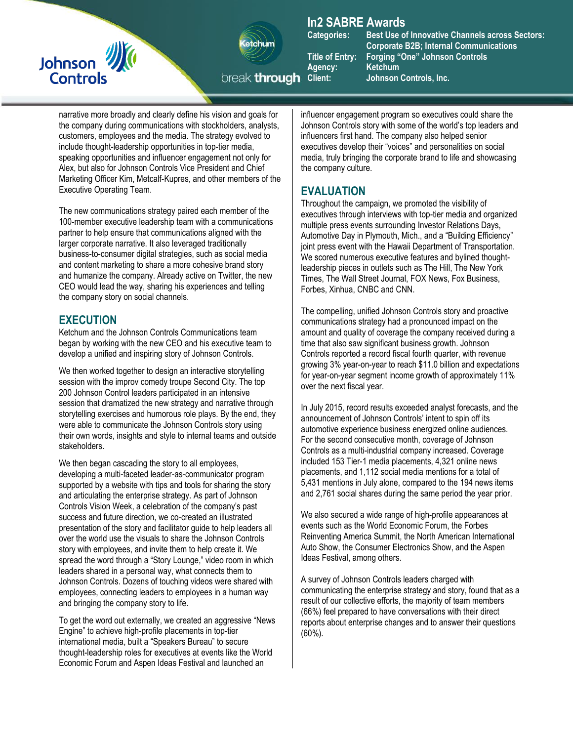narrative more broadly and clearly define his vision and goals for the company during communications with stockholders, analysts, customers, employees and the media. The strategy evolved to include thought-leadership opportunities in top-tier media, speaking opportunities and influencer engagement not only for Alex, but also for Johnson Controls Vice President and Chief Marketing Officer Kim, Metcalf-Kupres, and other members of the Executive Operating Team.

The new communications strategy paired each member of the 100-member executive leadership team with a communications partner to help ensure that communications aligned with the larger corporate narrative. It also leveraged traditionally business-to-consumer digital strategies, such as social media and content marketing to share a more cohesive brand story and humanize the company. Already active on Twitter, the new CEO would lead the way, sharing his experiences and telling the company story on social channels.

## EXECUTION

Ketchum and the Johnson Controls Communications team began by working with the new CEO and his executive team to develop a unified and inspiring story of Johnson Controls.

We then worked together to design an interactive storytelling session with the improv comedy troupe Second City. The top 200 Johnson Control leaders participated in an intensive session that dramatized the new strategy and narrative through storytelling exercises and humorous role plays. By the end, they were able to communicate the Johnson Controls story using their own words, insights and style to internal teams and outside stakeholders.

We then began cascading the story to all employees, developing a multi-faceted leader-as-communicator program supported by a website with tips and tools for sharing the story and articulating the enterprise strategy. As part of Johnson Controls Vision Week, a celebration of the company's past success and future direction, we co-created an illustrated presentation of the story and facilitator guide to help leaders all over the world use the visuals to share the Johnson Controls story with employees, and invite them to help create it. We spread the word through a "Story Lounge," video room in which leaders shared in a personal way, what connects them to Johnson Controls. Dozens of touching videos were shared with employees, connecting leaders to employees in a human way and bringing the company story to life.

To get the word out externally, we created an aggressive "News Engine" to achieve high-profile placements in top-tier international media, built a "Speakers Bureau" to secure thought-leadership roles for executives at events like the World Economic Forum and Aspen Ideas Festival and launched an influencer engagement program so executives could share the Johnson Controls story with some of the world's top leaders and influencers first hand. The company also helped senior executives develop their "voices" and personalities on social media, truly bringing the corporate brand to life and showcasing the company culture.

## EVALUATION

Throughout the campaign, we promoted the visibility of executives through interviews with top-tier media and organized multiple press events surrounding Investor Relations Days, Automotive Day in Plymouth, Mich., and a "Building Efficiency" joint press event with the Hawaii Department of Transportation. We scored numerous executive features and bylined thought-leadership pieces in outlets such as The Hill, The New York Times, The Wall Street Journal, FOX News, Fox Business, Forbes, Xinhua, CNBC and CNN.

The compelling, unified Johnson Controls story and proactive communications strategy had a pronounced impact on the amount and quality of coverage the company received during a time that also saw significant business growth. Johnson Controls reported a record fiscal fourth quarter, with revenue growing 3% year-on-year to reach $11.0 billion and expectations for year-on-year segment income growth of approximately 11% over the next fiscal year.

In July 2015, record results exceeded analyst forecasts, and the announcement of Johnson Controls' intent to spin off its automotive experience business energized online audiences. For the second consecutive month, coverage of Johnson Controls as a multi-industrial company increased. Coverage included 153 Tier-1 media placements, 4,321 online news placements, and 1,112 social media mentions for a total of 5,431 mentions in July alone, compared to the 194 news items and 2,761 social shares during the same period the year prior.

We also secured a wide range of high-profile appearances at events such as the World Economic Forum, the Forbes Reinventing America Summit, the North American International Auto Show, the Consumer Electronics Show, and the Aspen Ideas Festival, among others.

A survey of Johnson Controls leaders charged with communicating the enterprise strategy and story, found that as a result of our collective efforts, the majority of team members (66%) feel prepared to have conversations with their direct reports about enterprise changes and to answer their questions (60%).